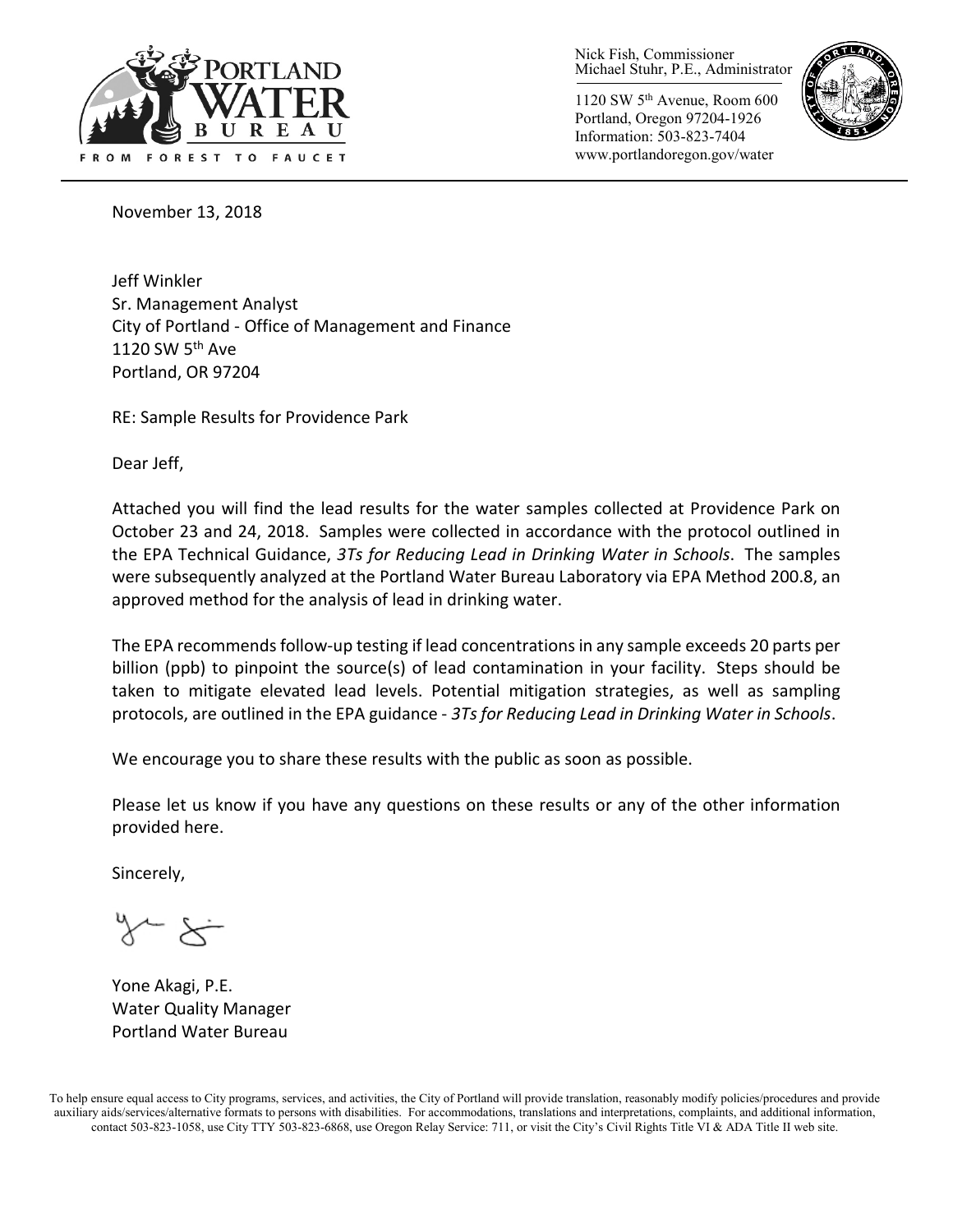Nick Fish, Commissioner
Michael Stuhr, P.E., Administrator

1120 SW 5th Avenue, Room 600
Portland, Oregon 97204-1926
Information: 503-823-7404
www.portlandoregon.gov/water

PORTLAND WATER BUREAU
FROM FOREST TO FAUCET

November 13, 2018

Jeff Winkler
Sr. Management Analyst
City of Portland - Office of Management and Finance
1120 SW 5th Ave
Portland, OR 97204

RE: Sample Results for Providence Park

Dear Jeff,

Attached you will find the lead results for the water samples collected at Providence Park on October 23 and 24, 2018. Samples were collected in accordance with the protocol outlined in the EPA Technical Guidance, *3Ts for Reducing Lead in Drinking Water in Schools*. The samples were subsequently analyzed at the Portland Water Bureau Laboratory via EPA Method 200.8, an approved method for the analysis of lead in drinking water.

The EPA recommends follow-up testing if lead concentrations in any sample exceeds 20 parts per billion (ppb) to pinpoint the source(s) of lead contamination in your facility. Steps should be taken to mitigate elevated lead levels. Potential mitigation strategies, as well as sampling protocols, are outlined in the EPA guidance - *3Ts for Reducing Lead in Drinking Water in Schools*.

We encourage you to share these results with the public as soon as possible.

Please let us know if you have any questions on these results or any of the other information provided here.

Sincerely,

Yone Akagi, P.E.
Water Quality Manager
Portland Water Bureau

To help ensure equal access to City programs, services, and activities, the City of Portland will provide translation, reasonably modify policies/procedures and provide auxiliary aids/services/alternative formats to persons with disabilities. For accommodations, translations and interpretations, complaints, and additional information, contact 503-823-1058, use City TTY 503-823-6868, use Oregon Relay Service: 711, or visit the City's Civil Rights Title VI & ADA Title II web site.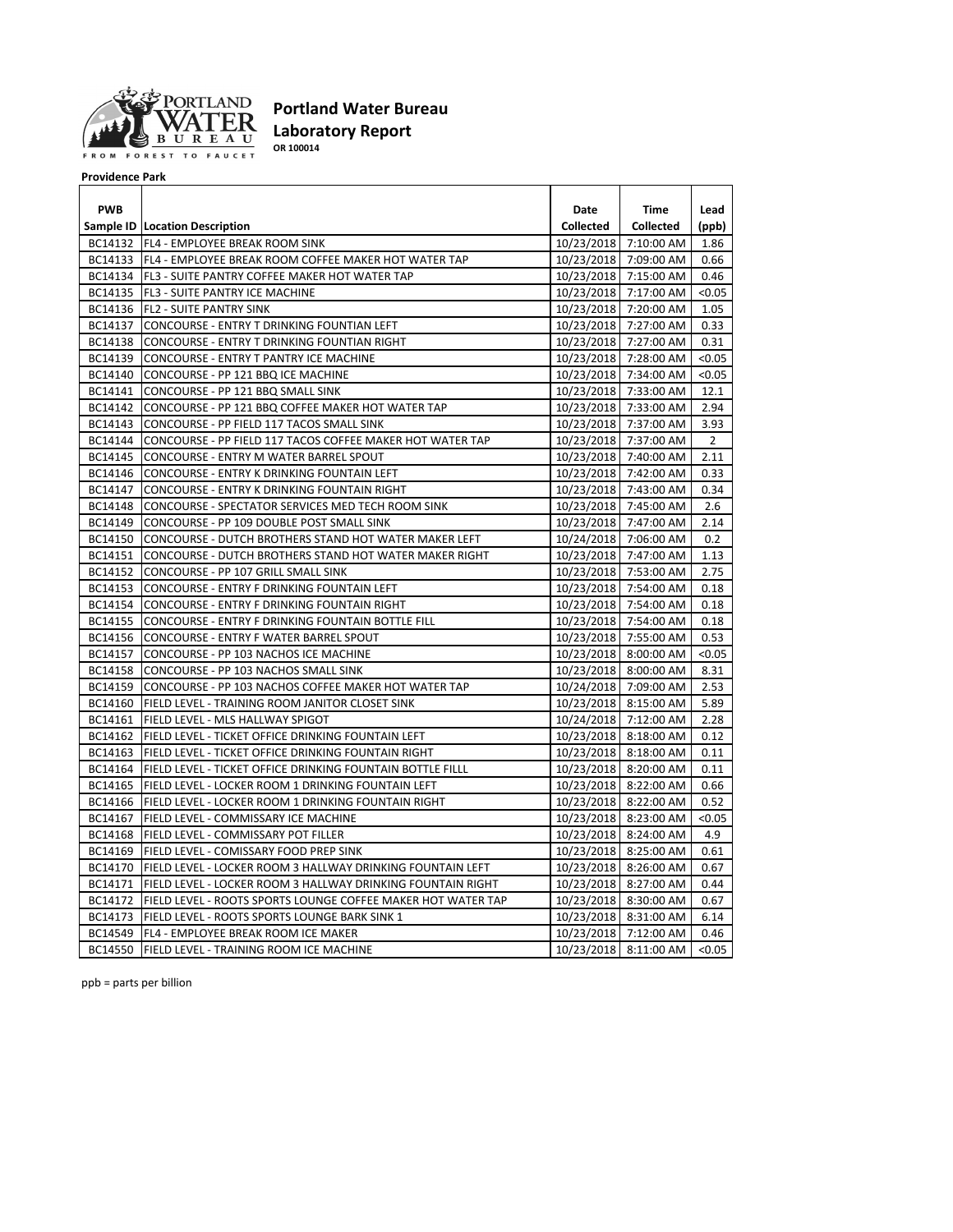**Portland Water Bureau**
**Laboratory Report**
**OR 100014**

**Providence Park**

| PWB Sample ID | Location Description | Date Collected | Time Collected | Lead (ppb) |
|---|---|---|---|---|
| BC14132 | FL4 - EMPLOYEE BREAK ROOM SINK | 10/23/2018 | 7:10:00 AM | 1.86 |
| BC14133 | FL4 - EMPLOYEE BREAK ROOM COFFEE MAKER HOT WATER TAP | 10/23/2018 | 7:09:00 AM | 0.66 |
| BC14134 | FL3 - SUITE PANTRY COFFEE MAKER HOT WATER TAP | 10/23/2018 | 7:15:00 AM | 0.46 |
| BC14135 | FL3 - SUITE PANTRY ICE MACHINE | 10/23/2018 | 7:17:00 AM | <0.05 |
| BC14136 | FL2 - SUITE PANTRY SINK | 10/23/2018 | 7:20:00 AM | 1.05 |
| BC14137 | CONCOURSE - ENTRY T DRINKING FOUNTIAN LEFT | 10/23/2018 | 7:27:00 AM | 0.33 |
| BC14138 | CONCOURSE - ENTRY T DRINKING FOUNTIAN RIGHT | 10/23/2018 | 7:27:00 AM | 0.31 |
| BC14139 | CONCOURSE - ENTRY T PANTRY ICE MACHINE | 10/23/2018 | 7:28:00 AM | <0.05 |
| BC14140 | CONCOURSE - PP 121 BBQ ICE MACHINE | 10/23/2018 | 7:34:00 AM | <0.05 |
| BC14141 | CONCOURSE - PP 121 BBQ SMALL SINK | 10/23/2018 | 7:33:00 AM | 12.1 |
| BC14142 | CONCOURSE - PP 121 BBQ COFFEE MAKER HOT WATER TAP | 10/23/2018 | 7:33:00 AM | 2.94 |
| BC14143 | CONCOURSE - PP FIELD 117 TACOS SMALL SINK | 10/23/2018 | 7:37:00 AM | 3.93 |
| BC14144 | CONCOURSE - PP FIELD 117 TACOS COFFEE MAKER HOT WATER TAP | 10/23/2018 | 7:37:00 AM | 2 |
| BC14145 | CONCOURSE - ENTRY M WATER BARREL SPOUT | 10/23/2018 | 7:40:00 AM | 2.11 |
| BC14146 | CONCOURSE - ENTRY K DRINKING FOUNTAIN LEFT | 10/23/2018 | 7:42:00 AM | 0.33 |
| BC14147 | CONCOURSE - ENTRY K DRINKING FOUNTAIN RIGHT | 10/23/2018 | 7:43:00 AM | 0.34 |
| BC14148 | CONCOURSE - SPECTATOR SERVICES MED TECH ROOM SINK | 10/23/2018 | 7:45:00 AM | 2.6 |
| BC14149 | CONCOURSE - PP 109 DOUBLE POST SMALL SINK | 10/23/2018 | 7:47:00 AM | 2.14 |
| BC14150 | CONCOURSE - DUTCH BROTHERS STAND HOT WATER MAKER LEFT | 10/24/2018 | 7:06:00 AM | 0.2 |
| BC14151 | CONCOURSE - DUTCH BROTHERS STAND HOT WATER MAKER RIGHT | 10/23/2018 | 7:47:00 AM | 1.13 |
| BC14152 | CONCOURSE - PP 107 GRILL SMALL SINK | 10/23/2018 | 7:53:00 AM | 2.75 |
| BC14153 | CONCOURSE - ENTRY F DRINKING FOUNTAIN LEFT | 10/23/2018 | 7:54:00 AM | 0.18 |
| BC14154 | CONCOURSE - ENTRY F DRINKING FOUNTAIN RIGHT | 10/23/2018 | 7:54:00 AM | 0.18 |
| BC14155 | CONCOURSE - ENTRY F DRINKING FOUNTAIN BOTTLE FILL | 10/23/2018 | 7:54:00 AM | 0.18 |
| BC14156 | CONCOURSE - ENTRY F WATER BARREL SPOUT | 10/23/2018 | 7:55:00 AM | 0.53 |
| BC14157 | CONCOURSE - PP 103 NACHOS ICE MACHINE | 10/23/2018 | 8:00:00 AM | <0.05 |
| BC14158 | CONCOURSE - PP 103 NACHOS SMALL SINK | 10/23/2018 | 8:00:00 AM | 8.31 |
| BC14159 | CONCOURSE - PP 103 NACHOS COFFEE MAKER HOT WATER TAP | 10/24/2018 | 7:09:00 AM | 2.53 |
| BC14160 | FIELD LEVEL - TRAINING ROOM JANITOR CLOSET SINK | 10/23/2018 | 8:15:00 AM | 5.89 |
| BC14161 | FIELD LEVEL - MLS HALLWAY SPIGOT | 10/24/2018 | 7:12:00 AM | 2.28 |
| BC14162 | FIELD LEVEL - TICKET OFFICE DRINKING FOUNTAIN LEFT | 10/23/2018 | 8:18:00 AM | 0.12 |
| BC14163 | FIELD LEVEL - TICKET OFFICE DRINKING FOUNTAIN RIGHT | 10/23/2018 | 8:18:00 AM | 0.11 |
| BC14164 | FIELD LEVEL - TICKET OFFICE DRINKING FOUNTAIN BOTTLE FILLL | 10/23/2018 | 8:20:00 AM | 0.11 |
| BC14165 | FIELD LEVEL - LOCKER ROOM 1 DRINKING FOUNTAIN LEFT | 10/23/2018 | 8:22:00 AM | 0.66 |
| BC14166 | FIELD LEVEL - LOCKER ROOM 1 DRINKING FOUNTAIN RIGHT | 10/23/2018 | 8:22:00 AM | 0.52 |
| BC14167 | FIELD LEVEL - COMMISSARY ICE MACHINE | 10/23/2018 | 8:23:00 AM | <0.05 |
| BC14168 | FIELD LEVEL - COMMISSARY POT FILLER | 10/23/2018 | 8:24:00 AM | 4.9 |
| BC14169 | FIELD LEVEL - COMISSARY FOOD PREP SINK | 10/23/2018 | 8:25:00 AM | 0.61 |
| BC14170 | FIELD LEVEL - LOCKER ROOM 3 HALLWAY DRINKING FOUNTAIN LEFT | 10/23/2018 | 8:26:00 AM | 0.67 |
| BC14171 | FIELD LEVEL - LOCKER ROOM 3 HALLWAY DRINKING FOUNTAIN RIGHT | 10/23/2018 | 8:27:00 AM | 0.44 |
| BC14172 | FIELD LEVEL - ROOTS SPORTS LOUNGE COFFEE MAKER HOT WATER TAP | 10/23/2018 | 8:30:00 AM | 0.67 |
| BC14173 | FIELD LEVEL - ROOTS SPORTS LOUNGE BARK SINK 1 | 10/23/2018 | 8:31:00 AM | 6.14 |
| BC14549 | FL4 - EMPLOYEE BREAK ROOM ICE MAKER | 10/23/2018 | 7:12:00 AM | 0.46 |
| BC14550 | FIELD LEVEL - TRAINING ROOM ICE MACHINE | 10/23/2018 | 8:11:00 AM | <0.05 |

ppb = parts per billion